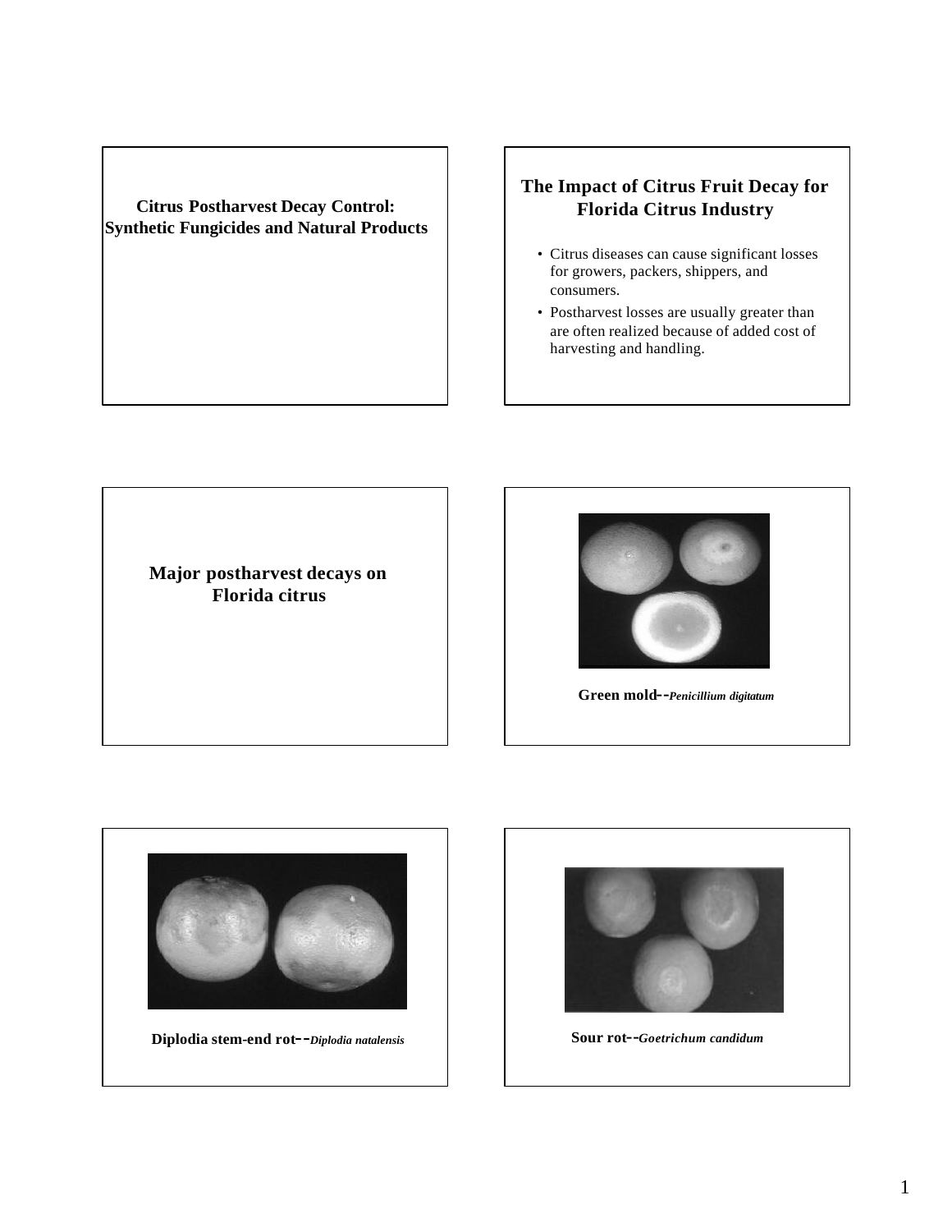# Citrus Postharvest Decay Control: Synthetic Fungicides and Natural Products

## The Impact of Citrus Fruit Decay for Florida Citrus Industry

- Citrus diseases can cause significant losses for growers, packers, shippers, and consumers.
- Postharvest losses are usually greater than are often realized because of added cost of harvesting and handling.

## Major postharvest decays on Florida citrus

**Green mold--*Penicillium digitatum***

**Diplodia stem-end rot--*Diplodia natalensis***

**Sour rot--*Goetrichum candidum***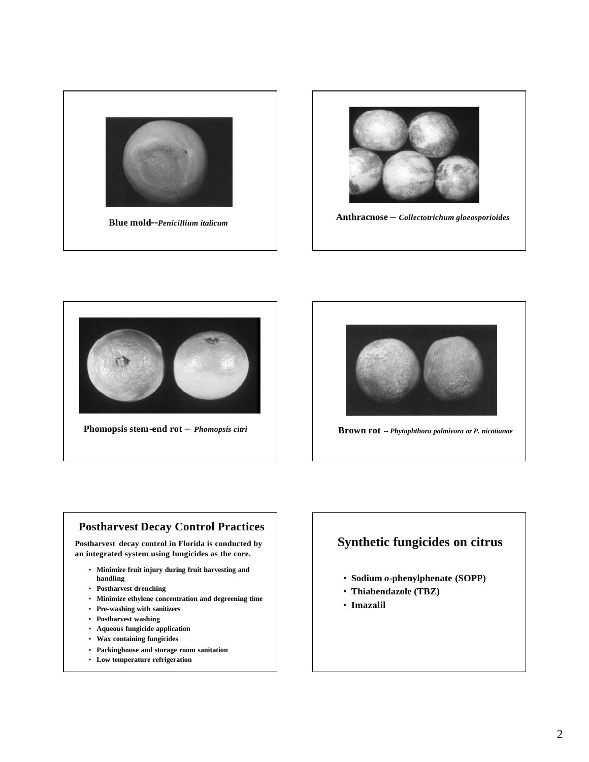Blue mold--*Penicillium italicum*

Anthracnose – *Collectotrichum gloeosporioides*

Phomopsis stem-end rot – *Phomopsis citri*

Brown rot -- *Phytophthora palmivora or P. nicotianae*

## Postharvest Decay Control Practices

**Postharvest decay control in Florida is conducted by an integrated system using fungicides as the core.**

- Minimize fruit injury during fruit harvesting and handling
- Postharvest drenching
- Minimize ethylene concentration and degreening time
- Pre-washing with sanitizers
- Postharvest washing
- Aqueous fungicide application
- Wax containing fungicides
- Packinghouse and storage room sanitation
- Low temperature refrigeration

## Synthetic fungicides on citrus

- Sodium *o*-phenylphenate (SOPP)
- Thiabendazole (TBZ)
- Imazalil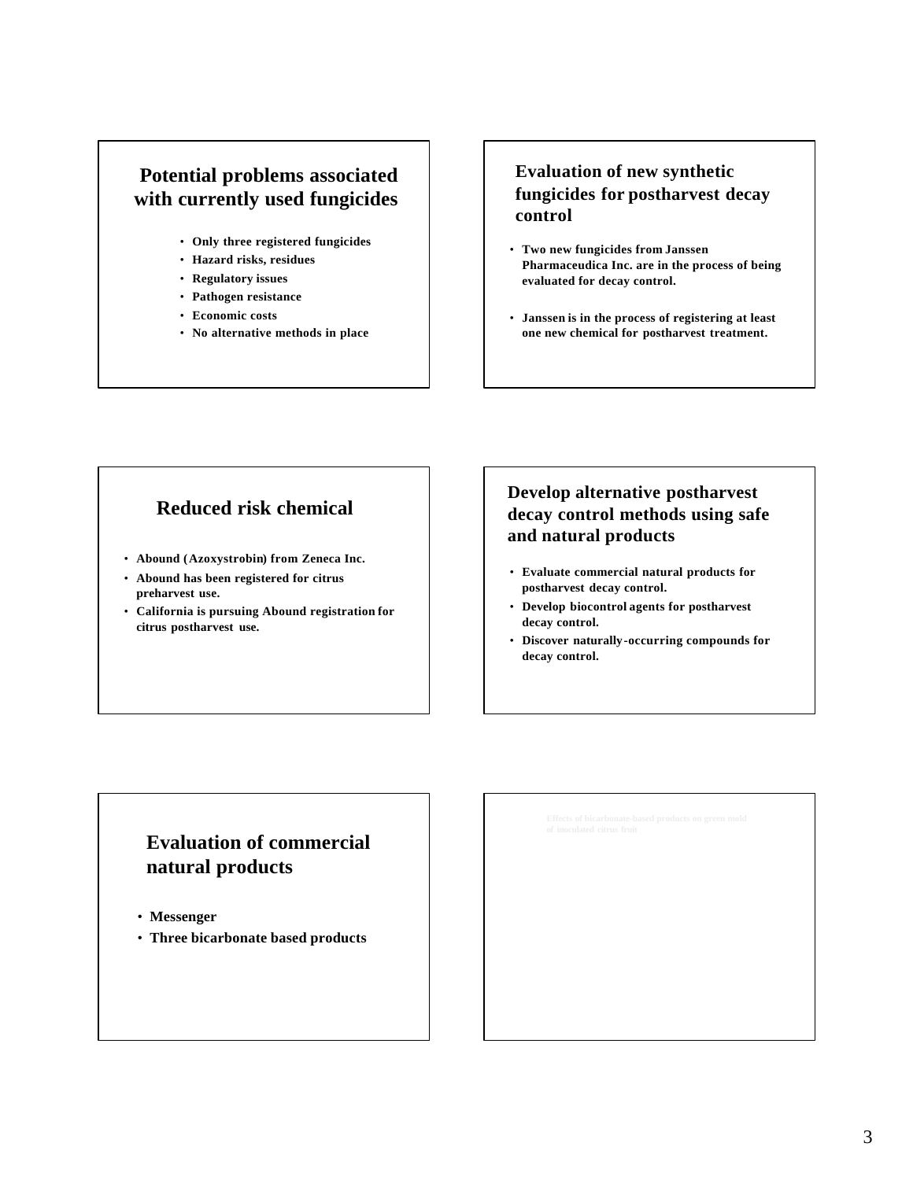## Potential problems associated with currently used fungicides

- Only three registered fungicides
- Hazard risks, residues
- Regulatory issues
- Pathogen resistance
- Economic costs
- No alternative methods in place

## Evaluation of new synthetic fungicides for postharvest decay control

- Two new fungicides from Janssen Pharmaceudica Inc. are in the process of being evaluated for decay control.
- Janssen is in the process of registering at least one new chemical for postharvest treatment.

## Reduced risk chemical

- Abound (Azoxystrobin) from Zeneca Inc.
- Abound has been registered for citrus preharvest use.
- California is pursuing Abound registration for citrus postharvest use.

## Develop alternative postharvest decay control methods using safe and natural products

- Evaluate commercial natural products for postharvest decay control.
- Develop biocontrol agents for postharvest decay control.
- Discover naturally-occurring compounds for decay control.

## Evaluation of commercial natural products

- Messenger
- Three bicarbonate based products

Effects of bicarbonate-based products on green mold of inoculated citrus fruit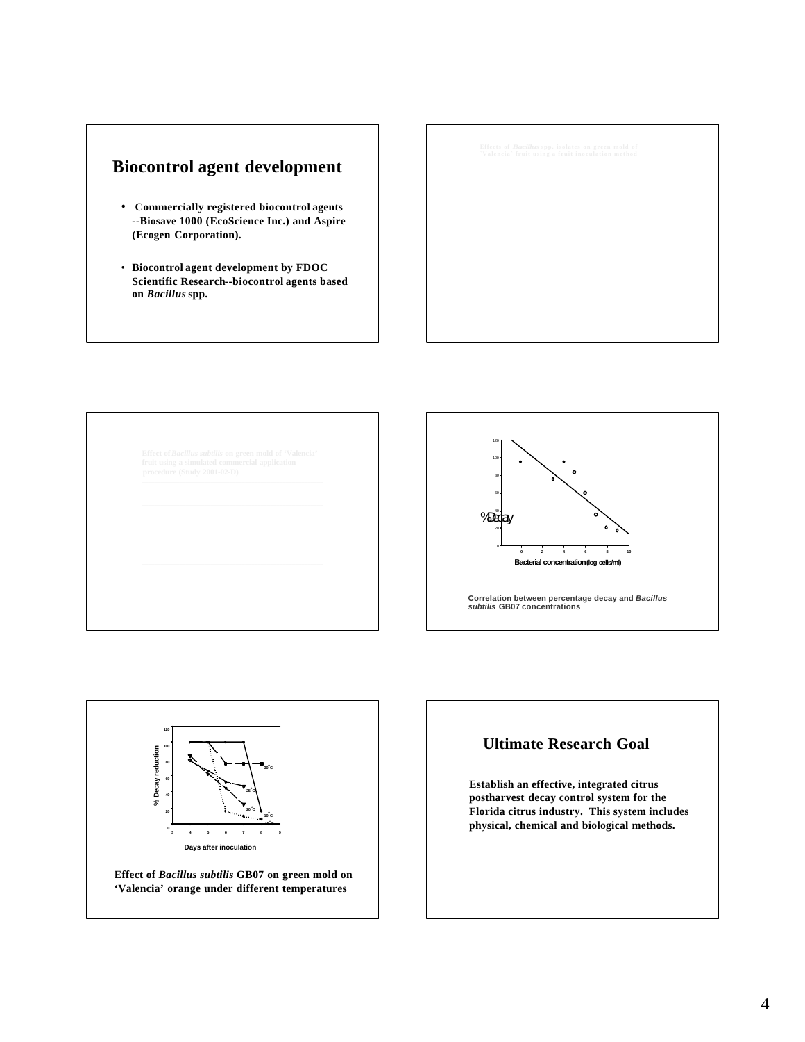## Biocontrol agent development

- Commercially registered biocontrol agents --Biosave 1000 (EcoScience Inc.) and Aspire (Ecogen Corporation).
- Biocontrol agent development by FDOC Scientific Research--biocontrol agents based on *Bacillus* spp.

Effects of *Bacillus* spp. isolates on green mold of 'Valencia' fruit using a fruit inoculation method

Effect of *Bacillus subtilis* on green mold of 'Valencia' fruit using a simulated commercial application procedure (Study 2001-02-D)

120
100
80
60
40
20
0
% Decay
0 2 4 6 8 10
Bacterial concentration (log cells/ml)

**Correlation between percentage decay and *Bacillus subtilis* GB07 concentrations**

120
100
80
60
40
20
0
% Decay reduction
3 4 5 6 7 8 9
Days after inoculation
30°C
25°C
20°C
10°C
15°C

**Effect of *Bacillus subtilis* GB07 on green mold on 'Valencia' orange under different temperatures**

## Ultimate Research Goal

**Establish an effective, integrated citrus postharvest decay control system for the Florida citrus industry. This system includes physical, chemical and biological methods.**